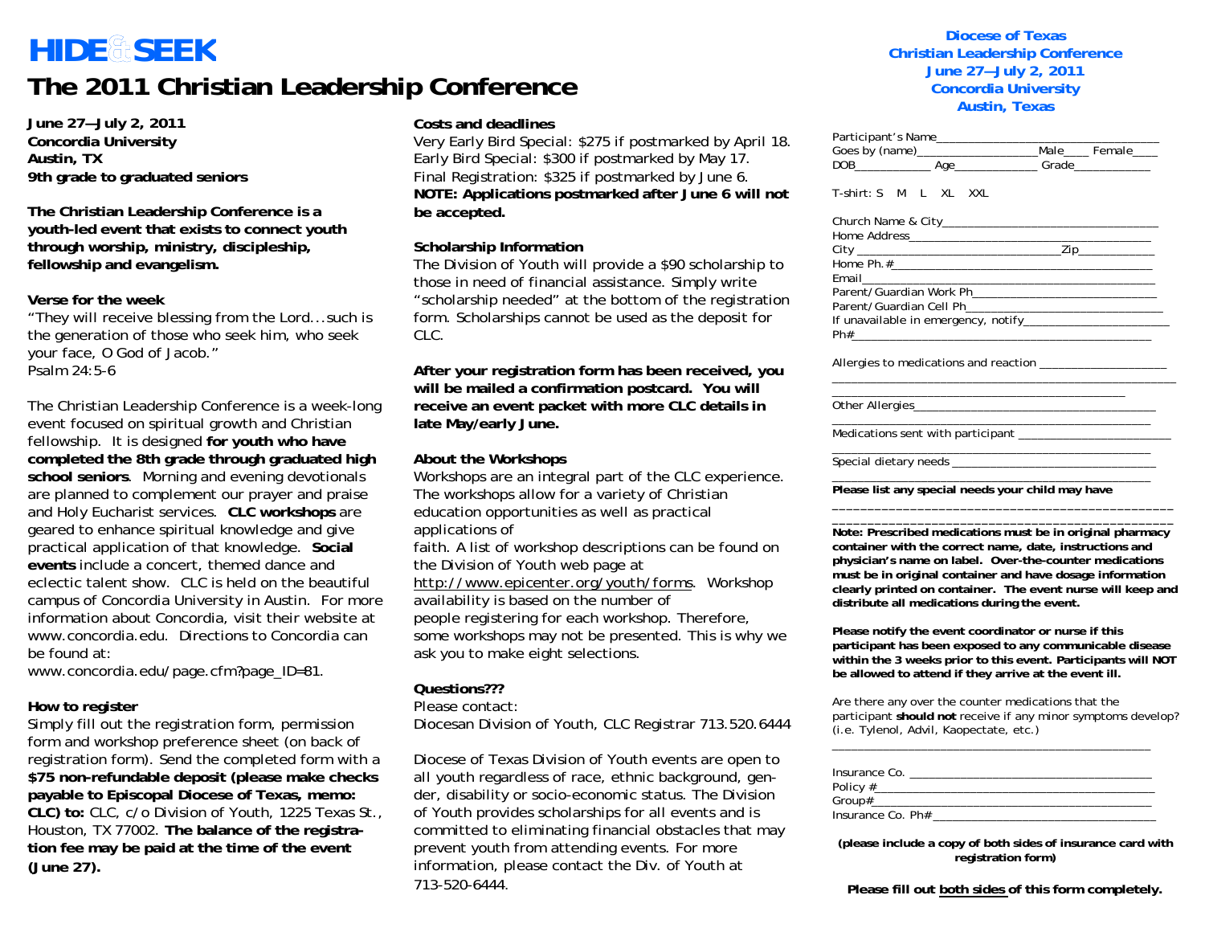# HIDE & SEEK

# The 2011 Christian Leadership Conference

**June 27—July 2, 2011**
**Concordia University**
**Austin, TX**
**9th grade to graduated seniors**

**The Christian Leadership Conference is a youth-led event that exists to connect youth through worship, ministry, discipleship, fellowship and evangelism.**

**Verse for the week**

"They will receive blessing from the Lord…such is the generation of those who seek him, who seek your face, O God of Jacob."
Psalm 24:5-6

The Christian Leadership Conference is a week-long event focused on spiritual growth and Christian fellowship. It is designed **for youth who have completed the 8th grade through graduated high school seniors**. Morning and evening devotionals are planned to complement our prayer and praise and Holy Eucharist services. **CLC workshops** are geared to enhance spiritual knowledge and give practical application of that knowledge. **Social events** include a concert, themed dance and eclectic talent show. CLC is held on the beautiful campus of Concordia University in Austin. For more information about Concordia, visit their website at www.concordia.edu. Directions to Concordia can be found at:
www.concordia.edu/page.cfm?page_ID=81.

**How to register**

Simply fill out the registration form, permission form and workshop preference sheet (on back of registration form). Send the completed form with a **$75 non-refundable deposit (please make checks payable to Episcopal Diocese of Texas, memo: CLC) to:** CLC, c/o Division of Youth, 1225 Texas St., Houston, TX 77002. **The balance of the registration fee may be paid at the time of the event (June 27).**

**Costs and deadlines**

Very Early Bird Special: $275 if postmarked by April 18.
Early Bird Special: $300 if postmarked by May 17.
Final Registration: $325 if postmarked by June 6.
**NOTE: Applications postmarked after June 6 will not be accepted.**

**Scholarship Information**

The Division of Youth will provide a $90 scholarship to those in need of financial assistance. Simply write "scholarship needed" at the bottom of the registration form. Scholarships cannot be used as the deposit for CLC.

**After your registration form has been received, you will be mailed a confirmation postcard. You will receive an event packet with more CLC details in late May/early June.**

**About the Workshops**

Workshops are an integral part of the CLC experience. The workshops allow for a variety of Christian education opportunities as well as practical applications of faith. A list of workshop descriptions can be found on the Division of Youth web page at http://www.epicenter.org/youth/forms. Workshop availability is based on the number of people registering for each workshop. Therefore, some workshops may not be presented. This is why we ask you to make eight selections.

**Questions???**

Please contact:
Diocesan Division of Youth, CLC Registrar 713.520.6444

Diocese of Texas Division of Youth events are open to all youth regardless of race, ethnic background, gender, disability or socio-economic status. The Division of Youth provides scholarships for all events and is committed to eliminating financial obstacles that may prevent youth from attending events. For more information, please contact the Div. of Youth at 713-520-6444.

## Diocese of Texas
## Christian Leadership Conference
## June 27—July 2, 2011
## Concordia University
## Austin, Texas

Participant's Name______________________________
Goes by (name)__________________ Male____ Female____
DOB___________ Age____________ Grade___________

T-shirt: S M L XL XXL

Church Name & City______________________________
Home Address___________________________________
City ____________________________ Zip___________
Home Ph.#______________________________________
Email__________________________________________
Parent/Guardian Work Ph__________________________
Parent/Guardian Cell Ph___________________________
If unavailable in emergency, notify___________________
Ph#___________________________________________

Allergies to medications and reaction ________________
_____________________________________________
Other Allergies_________________________________
_____________________________________________
Medications sent with participant ___________________
_____________________________________________
Special dietary needs ____________________________
_____________________________________________

**Please list any special needs your child may have**
_____________________________________________
_____________________________________________

**Note: Prescribed medications must be in original pharmacy container with the correct name, date, instructions and physician's name on label. Over-the-counter medications must be in original container and have dosage information clearly printed on container. The event nurse will keep and distribute all medications during the event.**

**Please notify the event coordinator or nurse if this participant has been exposed to any communicable disease within the 3 weeks prior to this event. Participants will NOT be allowed to attend if they arrive at the event ill.**

Are there any over the counter medications that the participant **should not** receive if any minor symptoms develop? (i.e. Tylenol, Advil, Kaopectate, etc.)
_____________________________________________

Insurance Co. __________________________________
Policy #_______________________________________
Group#________________________________________
Insurance Co. Ph#_______________________________

**(please include a copy of both sides of insurance card with registration form)**

**Please fill out both sides of this form completely.**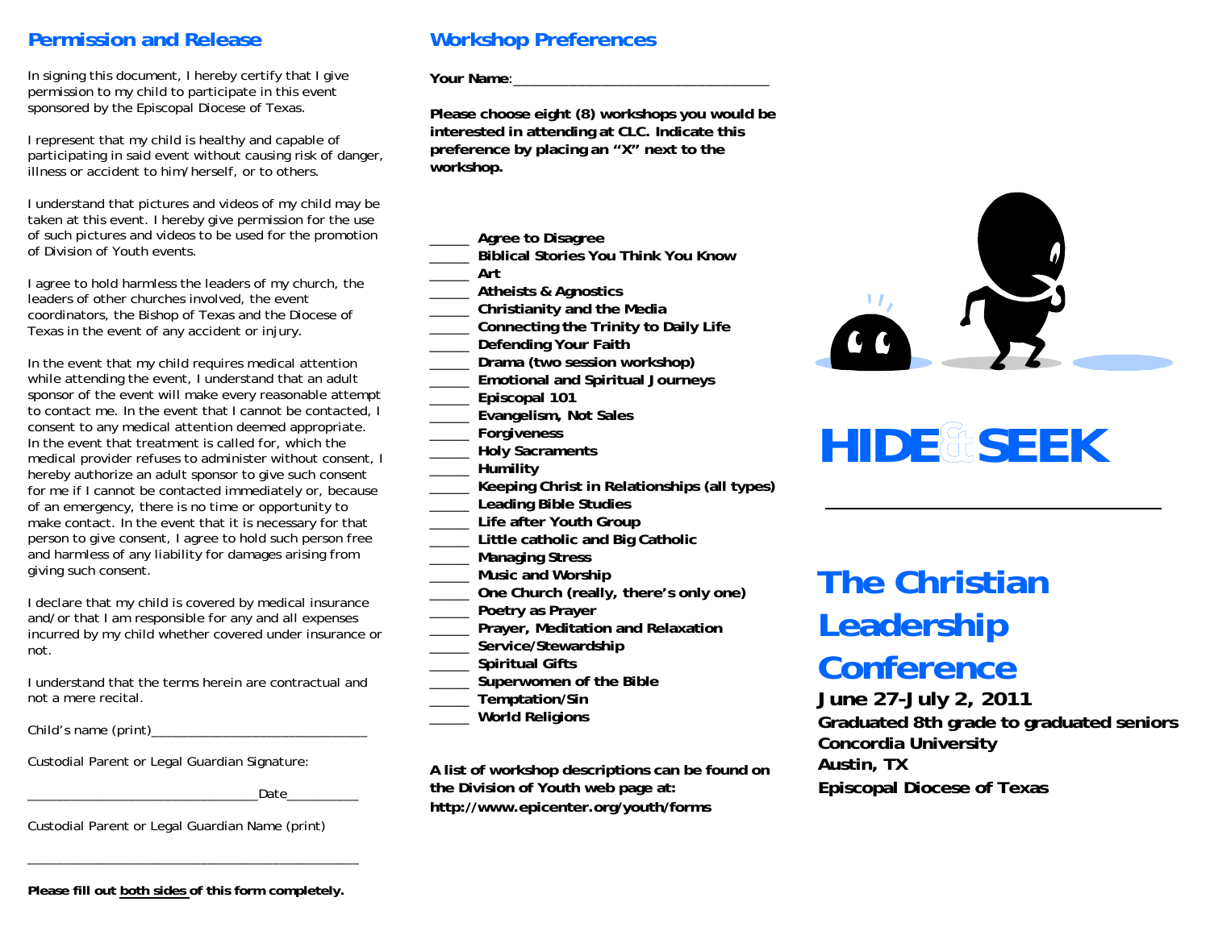## Permission and Release

In signing this document, I hereby certify that I give permission to my child to participate in this event sponsored by the Episcopal Diocese of Texas.

I represent that my child is healthy and capable of participating in said event without causing risk of danger, illness or accident to him/herself, or to others.

I understand that pictures and videos of my child may be taken at this event. I hereby give permission for the use of such pictures and videos to be used for the promotion of Division of Youth events.

I agree to hold harmless the leaders of my church, the leaders of other churches involved, the event coordinators, the Bishop of Texas and the Diocese of Texas in the event of any accident or injury.

In the event that my child requires medical attention while attending the event, I understand that an adult sponsor of the event will make every reasonable attempt to contact me. In the event that I cannot be contacted, I consent to any medical attention deemed appropriate. In the event that treatment is called for, which the medical provider refuses to administer without consent, I hereby authorize an adult sponsor to give such consent for me if I cannot be contacted immediately or, because of an emergency, there is no time or opportunity to make contact. In the event that it is necessary for that person to give consent, I agree to hold such person free and harmless of any liability for damages arising from giving such consent.

I declare that my child is covered by medical insurance and/or that I am responsible for any and all expenses incurred by my child whether covered under insurance or not.

I understand that the terms herein are contractual and not a mere recital.

Child's name (print)______________________________

Custodial Parent or Legal Guardian Signature:

_______________________________Date__________

Custodial Parent or Legal Guardian Name (print)

_______________________________________________

**Please fill out both sides of this form completely.**

## Workshop Preferences

**Your Name**:_________________________________

**Please choose eight (8) workshops you would be interested in attending at CLC. Indicate this preference by placing an "X" next to the workshop.**

_____ **Agree to Disagree**
_____ **Biblical Stories You Think You Know**
_____ **Art**
_____ **Atheists & Agnostics**
_____ **Christianity and the Media**
_____ **Connecting the Trinity to Daily Life**
_____ **Defending Your Faith**
_____ **Drama (two session workshop)**
_____ **Emotional and Spiritual Journeys**
_____ **Episcopal 101**
_____ **Evangelism, Not Sales**
_____ **Forgiveness**
_____ **Holy Sacraments**
_____ **Humility**
_____ **Keeping Christ in Relationships (all types)**
_____ **Leading Bible Studies**
_____ **Life after Youth Group**
_____ **Little catholic and Big Catholic**
_____ **Managing Stress**
_____ **Music and Worship**
_____ **One Church (really, there's only one)**
_____ **Poetry as Prayer**
_____ **Prayer, Meditation and Relaxation**
_____ **Service/Stewardship**
_____ **Spiritual Gifts**
_____ **Superwomen of the Bible**
_____ **Temptation/Sin**
_____ **World Religions**

**A list of workshop descriptions can be found on the Division of Youth web page at: http://www.epicenter.org/youth/forms**

# HIDE & SEEK

# The Christian Leadership Conference

**June 27-July 2, 2011**
**Graduated 8th grade to graduated seniors**
**Concordia University**
**Austin, TX**
**Episcopal Diocese of Texas**